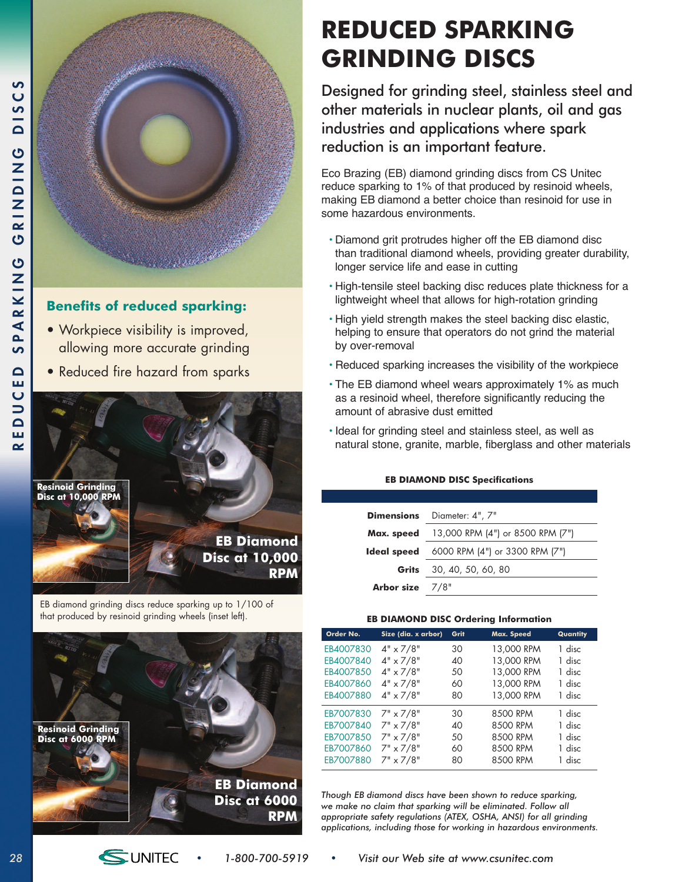# REDUCED SPARKING GRINDING DISCS

Designed for grinding steel, stainless steel and other materials in nuclear plants, oil and gas industries and applications where spark reduction is an important feature.

Eco Brazing (EB) diamond grinding discs from CS Unitec reduce sparking to 1% of that produced by resinoid wheels, making EB diamond a better choice than resinoid for use in some hazardous environments.

- Diamond grit protrudes higher off the EB diamond disc than traditional diamond wheels, providing greater durability, longer service life and ease in cutting
- High-tensile steel backing disc reduces plate thickness for a lightweight wheel that allows for high-rotation grinding
- High yield strength makes the steel backing disc elastic, helping to ensure that operators do not grind the material by over-removal
- Reduced sparking increases the visibility of the workpiece
- The EB diamond wheel wears approximately 1% as much as a resinoid wheel, therefore significantly reducing the amount of abrasive dust emitted
- Ideal for grinding steel and stainless steel, as well as natural stone, granite, marble, fiberglass and other materials

### Benefits of reduced sparking:

- Workpiece visibility is improved, allowing more accurate grinding
- Reduced fire hazard from sparks

Resinoid Grinding Disc at 10,000 RPM

EB Diamond Disc at 10,000 RPM

EB diamond grinding discs reduce sparking up to 1/100 of that produced by resinoid grinding wheels (inset left).

Resinoid Grinding Disc at 6000 RPM

EB Diamond Disc at 6000 RPM

**EB DIAMOND DISC Specifications**

| | |
|---|---|
| **Dimensions** | Diameter: 4", 7" |
| **Max. speed** | 13,000 RPM (4") or 8500 RPM (7") |
| **Ideal speed** | 6000 RPM (4") or 3300 RPM (7") |
| **Grits** | 30, 40, 50, 60, 80 |
| **Arbor size** | 7/8" |

**EB DIAMOND DISC Ordering Information**

| Order No. | Size (dia. x arbor) | Grit | Max. Speed | Quantity |
|---|---|---|---|---|
| EB4007830 | 4" x 7/8" | 30 | 13,000 RPM | 1 disc |
| EB4007840 | 4" x 7/8" | 40 | 13,000 RPM | 1 disc |
| EB4007850 | 4" x 7/8" | 50 | 13,000 RPM | 1 disc |
| EB4007860 | 4" x 7/8" | 60 | 13,000 RPM | 1 disc |
| EB4007880 | 4" x 7/8" | 80 | 13,000 RPM | 1 disc |
| EB7007830 | 7" x 7/8" | 30 | 8500 RPM | 1 disc |
| EB7007840 | 7" x 7/8" | 40 | 8500 RPM | 1 disc |
| EB7007850 | 7" x 7/8" | 50 | 8500 RPM | 1 disc |
| EB7007860 | 7" x 7/8" | 60 | 8500 RPM | 1 disc |
| EB7007880 | 7" x 7/8" | 80 | 8500 RPM | 1 disc |

*Though EB diamond discs have been shown to reduce sparking, we make no claim that sparking will be eliminated. Follow all appropriate safety regulations (ATEX, OSHA, ANSI) for all grinding applications, including those for working in hazardous environments.*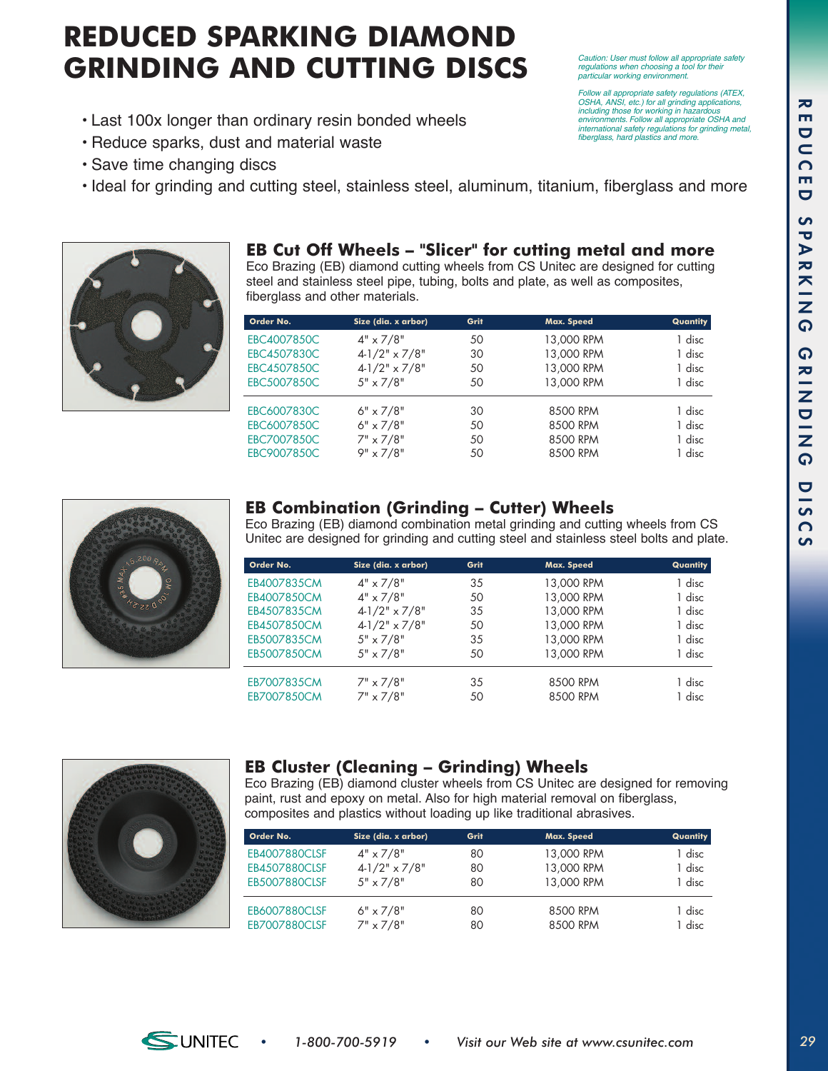# REDUCED SPARKING DIAMOND GRINDING AND CUTTING DISCS

*Caution: User must follow all appropriate safety regulations when choosing a tool for their particular working environment.*

*Follow all appropriate safety regulations (ATEX, OSHA, ANSI, etc.) for all grinding applications, including those for working in hazardous environments. Follow all appropriate OSHA and international safety regulations for grinding metal, fiberglass, hard plastics and more.*

- Last 100x longer than ordinary resin bonded wheels
- Reduce sparks, dust and material waste
- Save time changing discs
- Ideal for grinding and cutting steel, stainless steel, aluminum, titanium, fiberglass and more

## EB Cut Off Wheels – "Slicer" for cutting metal and more

Eco Brazing (EB) diamond cutting wheels from CS Unitec are designed for cutting steel and stainless steel pipe, tubing, bolts and plate, as well as composites, fiberglass and other materials.

| Order No. | Size (dia. x arbor) | Grit | Max. Speed | Quantity |
|---|---|---|---|---|
| EBC4007850C | 4" x 7/8" | 50 | 13,000 RPM | 1 disc |
| EBC4507830C | 4-1/2" x 7/8" | 30 | 13,000 RPM | 1 disc |
| EBC4507850C | 4-1/2" x 7/8" | 50 | 13,000 RPM | 1 disc |
| EBC5007850C | 5" x 7/8" | 50 | 13,000 RPM | 1 disc |
| EBC6007830C | 6" x 7/8" | 30 | 8500 RPM | 1 disc |
| EBC6007850C | 6" x 7/8" | 50 | 8500 RPM | 1 disc |
| EBC7007850C | 7" x 7/8" | 50 | 8500 RPM | 1 disc |
| EBC9007850C | 9" x 7/8" | 50 | 8500 RPM | 1 disc |

## EB Combination (Grinding – Cutter) Wheels

Eco Brazing (EB) diamond combination metal grinding and cutting wheels from CS Unitec are designed for grinding and cutting steel and stainless steel bolts and plate.

| Order No. | Size (dia. x arbor) | Grit | Max. Speed | Quantity |
|---|---|---|---|---|
| EB4007835CM | 4" x 7/8" | 35 | 13,000 RPM | 1 disc |
| EB4007850CM | 4" x 7/8" | 50 | 13,000 RPM | 1 disc |
| EB4507835CM | 4-1/2" x 7/8" | 35 | 13,000 RPM | 1 disc |
| EB4507850CM | 4-1/2" x 7/8" | 50 | 13,000 RPM | 1 disc |
| EB5007835CM | 5" x 7/8" | 35 | 13,000 RPM | 1 disc |
| EB5007850CM | 5" x 7/8" | 50 | 13,000 RPM | 1 disc |
| EB7007835CM | 7" x 7/8" | 35 | 8500 RPM | 1 disc |
| EB7007850CM | 7" x 7/8" | 50 | 8500 RPM | 1 disc |

## EB Cluster (Cleaning – Grinding) Wheels

Eco Brazing (EB) diamond cluster wheels from CS Unitec are designed for removing paint, rust and epoxy on metal. Also for high material removal on fiberglass, composites and plastics without loading up like traditional abrasives.

| Order No. | Size (dia. x arbor) | Grit | Max. Speed | Quantity |
|---|---|---|---|---|
| EB4007880CLSF | 4" x 7/8" | 80 | 13,000 RPM | 1 disc |
| EB4507880CLSF | 4-1/2" x 7/8" | 80 | 13,000 RPM | 1 disc |
| EB5007880CLSF | 5" x 7/8" | 80 | 13,000 RPM | 1 disc |
| EB6007880CLSF | 6" x 7/8" | 80 | 8500 RPM | 1 disc |
| EB7007880CLSF | 7" x 7/8" | 80 | 8500 RPM | 1 disc |

UNITEC • 1-800-700-5919 • Visit our Web site at www.csunitec.com